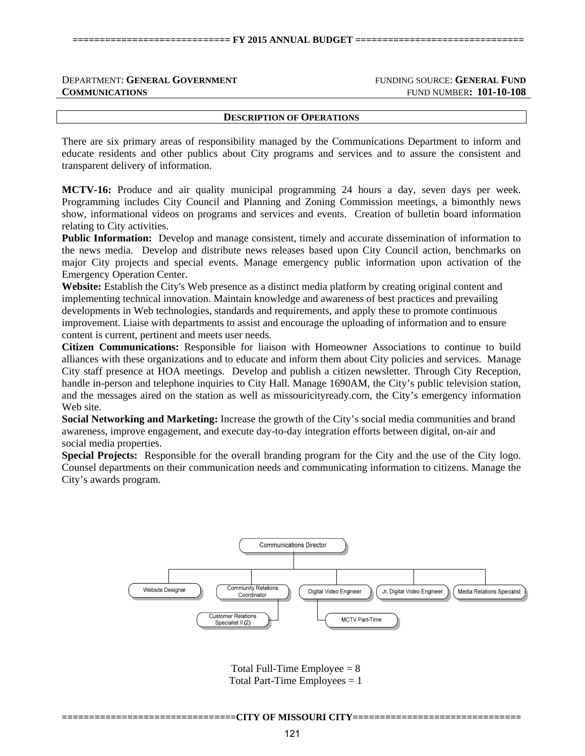DEPARTMENT: **GENERAL GOVERNMENT COMMUNICATIONS**

FUNDING SOURCE: **GENERAL FUND**
FUND NUMBER: **101-10-108**

## DESCRIPTION OF OPERATIONS

There are six primary areas of responsibility managed by the Communications Department to inform and educate residents and other publics about City programs and services and to assure the consistent and transparent delivery of information.

**MCTV-16:** Produce and air quality municipal programming 24 hours a day, seven days per week. Programming includes City Council and Planning and Zoning Commission meetings, a bimonthly news show, informational videos on programs and services and events. Creation of bulletin board information relating to City activities.

**Public Information:** Develop and manage consistent, timely and accurate dissemination of information to the news media. Develop and distribute news releases based upon City Council action, benchmarks on major City projects and special events. Manage emergency public information upon activation of the Emergency Operation Center.

**Website:** Establish the City's Web presence as a distinct media platform by creating original content and implementing technical innovation. Maintain knowledge and awareness of best practices and prevailing developments in Web technologies, standards and requirements, and apply these to promote continuous improvement. Liaise with departments to assist and encourage the uploading of information and to ensure content is current, pertinent and meets user needs.

**Citizen Communications:** Responsible for liaison with Homeowner Associations to continue to build alliances with these organizations and to educate and inform them about City policies and services. Manage City staff presence at HOA meetings. Develop and publish a citizen newsletter. Through City Reception, handle in-person and telephone inquiries to City Hall. Manage 1690AM, the City's public television station, and the messages aired on the station as well as missouricityready.com, the City's emergency information Web site.

**Social Networking and Marketing:** Increase the growth of the City's social media communities and brand awareness, improve engagement, and execute day-to-day integration efforts between digital, on-air and social media properties.

**Special Projects:** Responsible for the overall branding program for the City and the use of the City logo. Counsel departments on their communication needs and communicating information to citizens. Manage the City's awards program.

- Communications Director
  - Website Designer
  - Community Relations Coordinator
    - Customer Relations Specialist II (2)
  - Digital Video Engineer
    - MCTV Part-Time
  - Jr. Digital Video Engineer
  - Media Relations Specialist

Total Full-Time Employee = 8
Total Part-Time Employees = 1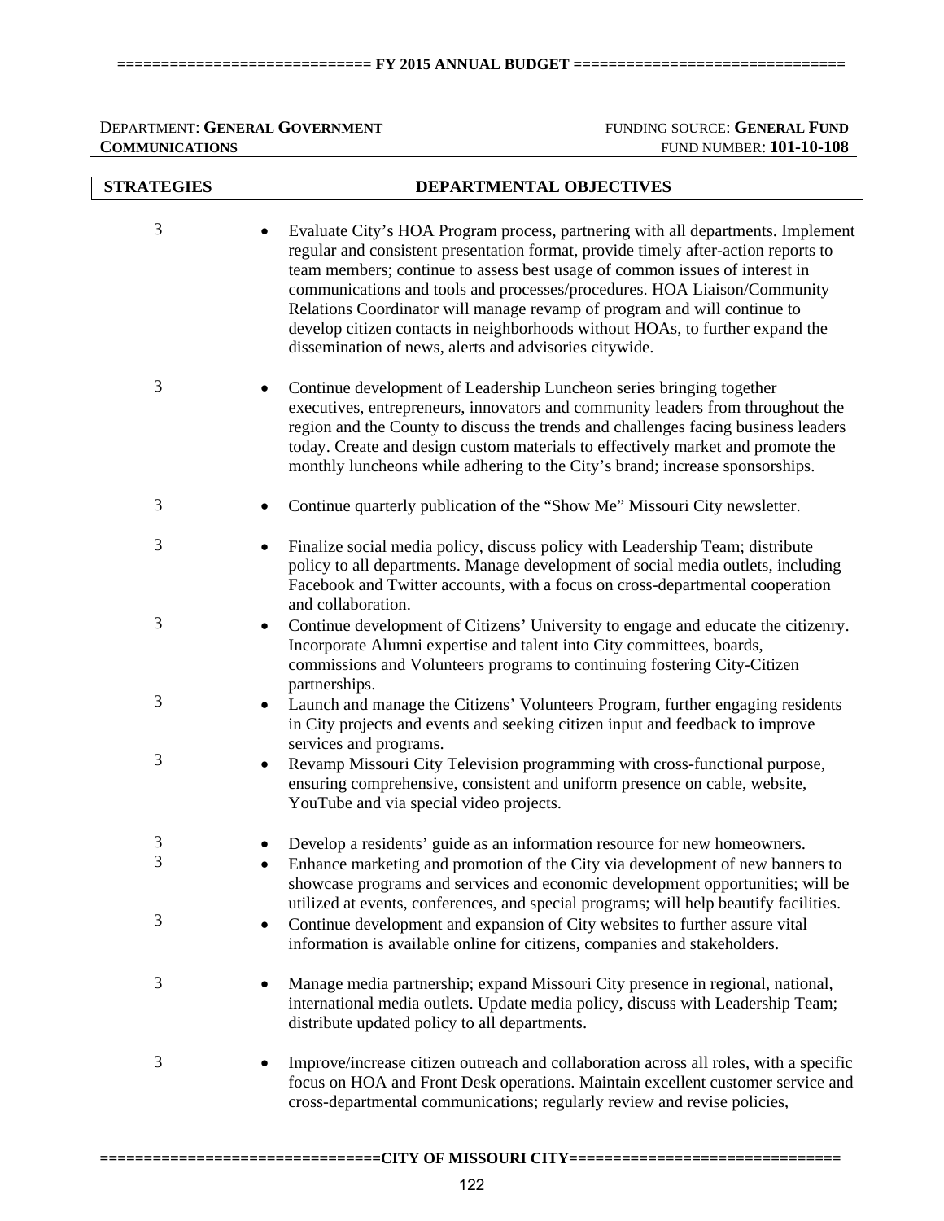DEPARTMENT: **GENERAL GOVERNMENT COMMUNICATIONS**

FUNDING SOURCE: **GENERAL FUND**
FUND NUMBER: **101-10-108**

| STRATEGIES | DEPARTMENTAL OBJECTIVES |
|---|---|
| 3 | • Evaluate City's HOA Program process, partnering with all departments. Implement regular and consistent presentation format, provide timely after-action reports to team members; continue to assess best usage of common issues of interest in communications and tools and processes/procedures. HOA Liaison/Community Relations Coordinator will manage revamp of program and will continue to develop citizen contacts in neighborhoods without HOAs, to further expand the dissemination of news, alerts and advisories citywide. |
| 3 | • Continue development of Leadership Luncheon series bringing together executives, entrepreneurs, innovators and community leaders from throughout the region and the County to discuss the trends and challenges facing business leaders today. Create and design custom materials to effectively market and promote the monthly luncheons while adhering to the City's brand; increase sponsorships. |
| 3 | • Continue quarterly publication of the "Show Me" Missouri City newsletter. |
| 3 | • Finalize social media policy, discuss policy with Leadership Team; distribute policy to all departments. Manage development of social media outlets, including Facebook and Twitter accounts, with a focus on cross-departmental cooperation and collaboration. |
| 3 | • Continue development of Citizens' University to engage and educate the citizenry. Incorporate Alumni expertise and talent into City committees, boards, commissions and Volunteers programs to continuing fostering City-Citizen partnerships. |
| 3 | • Launch and manage the Citizens' Volunteers Program, further engaging residents in City projects and events and seeking citizen input and feedback to improve services and programs. |
| 3 | • Revamp Missouri City Television programming with cross-functional purpose, ensuring comprehensive, consistent and uniform presence on cable, website, YouTube and via special video projects. |
| 3 | • Develop a residents' guide as an information resource for new homeowners. |
| 3 | • Enhance marketing and promotion of the City via development of new banners to showcase programs and services and economic development opportunities; will be utilized at events, conferences, and special programs; will help beautify facilities. |
| 3 | • Continue development and expansion of City websites to further assure vital information is available online for citizens, companies and stakeholders. |
| 3 | • Manage media partnership; expand Missouri City presence in regional, national, international media outlets. Update media policy, discuss with Leadership Team; distribute updated policy to all departments. |
| 3 | • Improve/increase citizen outreach and collaboration across all roles, with a specific focus on HOA and Front Desk operations. Maintain excellent customer service and cross-departmental communications; regularly review and revise policies, |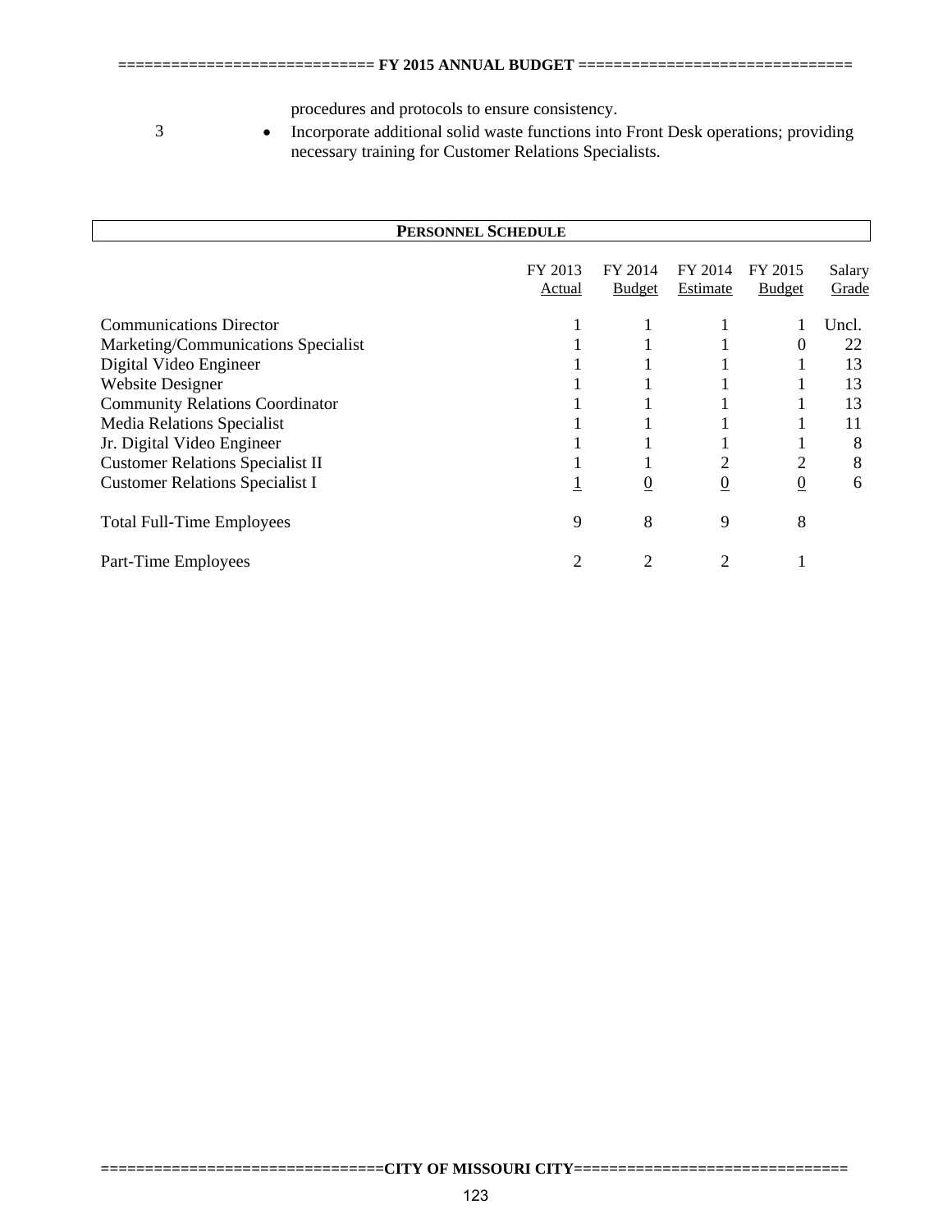procedures and protocols to ensure consistency.

3

- Incorporate additional solid waste functions into Front Desk operations; providing necessary training for Customer Relations Specialists.

## PERSONNEL SCHEDULE

| | FY 2013 Actual | FY 2014 Budget | FY 2014 Estimate | FY 2015 Budget | Salary Grade |
|---|---|---|---|---|---|
| Communications Director | 1 | 1 | 1 | 1 | Uncl. |
| Marketing/Communications Specialist | 1 | 1 | 1 | 0 | 22 |
| Digital Video Engineer | 1 | 1 | 1 | 1 | 13 |
| Website Designer | 1 | 1 | 1 | 1 | 13 |
| Community Relations Coordinator | 1 | 1 | 1 | 1 | 13 |
| Media Relations Specialist | 1 | 1 | 1 | 1 | 11 |
| Jr. Digital Video Engineer | 1 | 1 | 1 | 1 | 8 |
| Customer Relations Specialist II | 1 | 1 | 2 | 2 | 8 |
| Customer Relations Specialist I | 1 | 0 | 0 | 0 | 6 |
| Total Full-Time Employees | 9 | 8 | 9 | 8 | |
| Part-Time Employees | 2 | 2 | 2 | 1 | |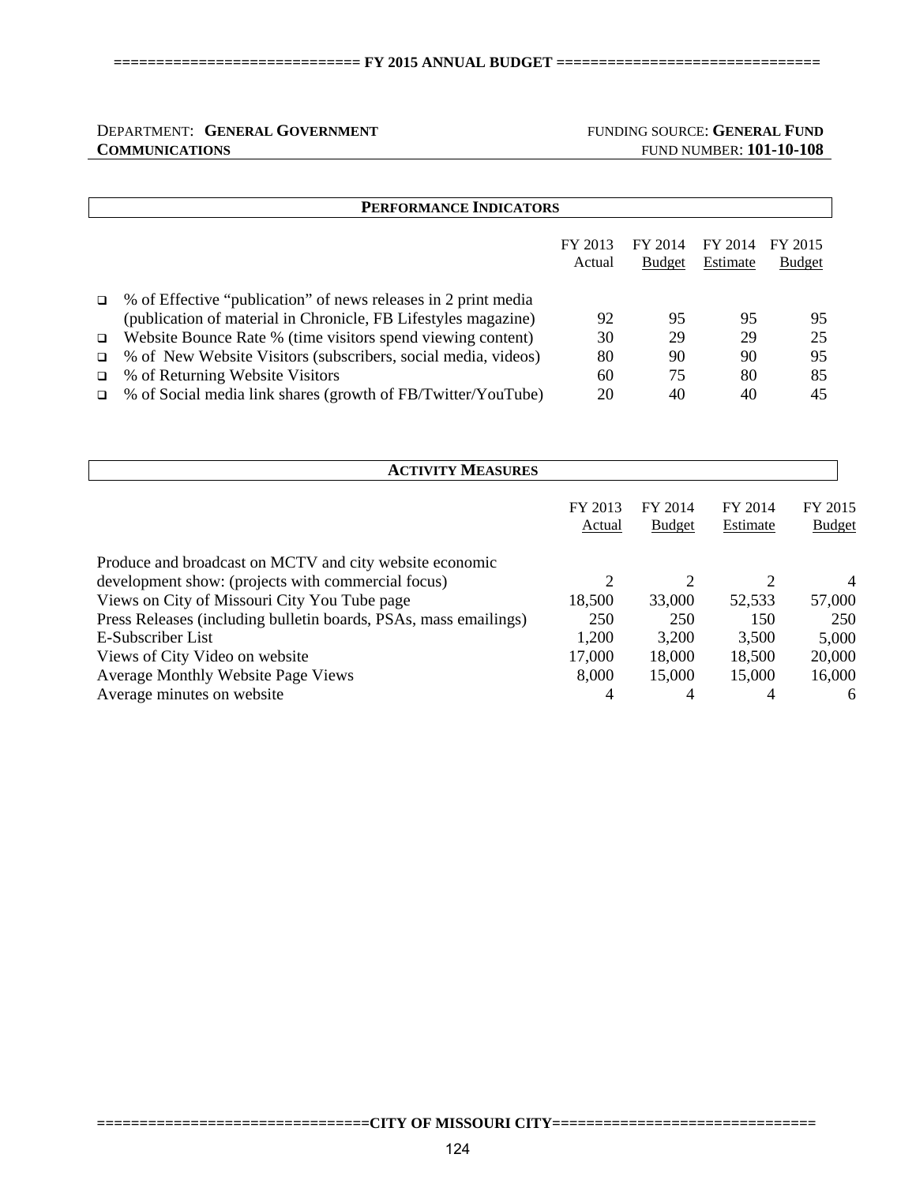DEPARTMENT: **GENERAL GOVERNMENT**
**COMMUNICATIONS**

FUNDING SOURCE: **GENERAL FUND**
FUND NUMBER: **101-10-108**

## PERFORMANCE INDICATORS

| | FY 2013 Actual | FY 2014 Budget | FY 2014 Estimate | FY 2015 Budget |
|---|---|---|---|---|
| % of Effective "publication" of news releases in 2 print media (publication of material in Chronicle, FB Lifestyles magazine) | 92 | 95 | 95 | 95 |
| Website Bounce Rate % (time visitors spend viewing content) | 30 | 29 | 29 | 25 |
| % of New Website Visitors (subscribers, social media, videos) | 80 | 90 | 90 | 95 |
| % of Returning Website Visitors | 60 | 75 | 80 | 85 |
| % of Social media link shares (growth of FB/Twitter/YouTube) | 20 | 40 | 40 | 45 |

## ACTIVITY MEASURES

| | FY 2013 Actual | FY 2014 Budget | FY 2014 Estimate | FY 2015 Budget |
|---|---|---|---|---|
| Produce and broadcast on MCTV and city website economic development show: (projects with commercial focus) | 2 | 2 | 2 | 4 |
| Views on City of Missouri City You Tube page | 18,500 | 33,000 | 52,533 | 57,000 |
| Press Releases (including bulletin boards, PSAs, mass emailings) | 250 | 250 | 150 | 250 |
| E-Subscriber List | 1,200 | 3,200 | 3,500 | 5,000 |
| Views of City Video on website | 17,000 | 18,000 | 18,500 | 20,000 |
| Average Monthly Website Page Views | 8,000 | 15,000 | 15,000 | 16,000 |
| Average minutes on website | 4 | 4 | 4 | 6 |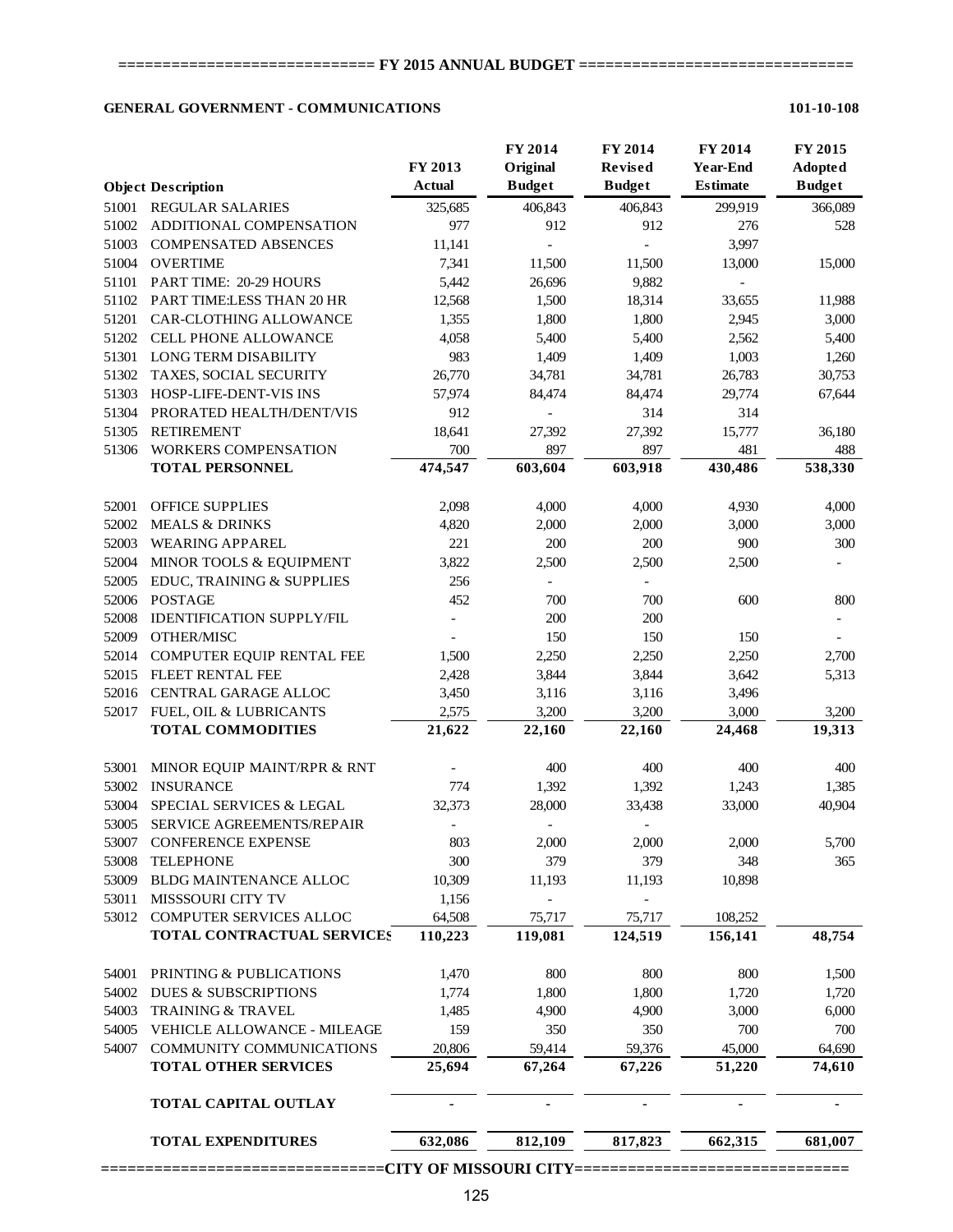## FY 2015 ANNUAL BUDGET

**GENERAL GOVERNMENT - COMMUNICATIONS** **101-10-108**

| | Object Description | FY 2013 Actual | FY 2014 Original Budget | FY 2014 Revised Budget | FY 2014 Year-End Estimate | FY 2015 Adopted Budget |
|---|---|---|---|---|---|---|
| 51001 | REGULAR SALARIES | 325,685 | 406,843 | 406,843 | 299,919 | 366,089 |
| 51002 | ADDITIONAL COMPENSATION | 977 | 912 | 912 | 276 | 528 |
| 51003 | COMPENSATED ABSENCES | 11,141 | - | - | 3,997 | |
| 51004 | OVERTIME | 7,341 | 11,500 | 11,500 | 13,000 | 15,000 |
| 51101 | PART TIME: 20-29 HOURS | 5,442 | 26,696 | 9,882 | - | |
| 51102 | PART TIME:LESS THAN 20 HR | 12,568 | 1,500 | 18,314 | 33,655 | 11,988 |
| 51201 | CAR-CLOTHING ALLOWANCE | 1,355 | 1,800 | 1,800 | 2,945 | 3,000 |
| 51202 | CELL PHONE ALLOWANCE | 4,058 | 5,400 | 5,400 | 2,562 | 5,400 |
| 51301 | LONG TERM DISABILITY | 983 | 1,409 | 1,409 | 1,003 | 1,260 |
| 51302 | TAXES, SOCIAL SECURITY | 26,770 | 34,781 | 34,781 | 26,783 | 30,753 |
| 51303 | HOSP-LIFE-DENT-VIS INS | 57,974 | 84,474 | 84,474 | 29,774 | 67,644 |
| 51304 | PRORATED HEALTH/DENT/VIS | 912 | - | 314 | 314 | |
| 51305 | RETIREMENT | 18,641 | 27,392 | 27,392 | 15,777 | 36,180 |
| 51306 | WORKERS COMPENSATION | 700 | 897 | 897 | 481 | 488 |
| | **TOTAL PERSONNEL** | **474,547** | **603,604** | **603,918** | **430,486** | **538,330** |
| 52001 | OFFICE SUPPLIES | 2,098 | 4,000 | 4,000 | 4,930 | 4,000 |
| 52002 | MEALS & DRINKS | 4,820 | 2,000 | 2,000 | 3,000 | 3,000 |
| 52003 | WEARING APPAREL | 221 | 200 | 200 | 900 | 300 |
| 52004 | MINOR TOOLS & EQUIPMENT | 3,822 | 2,500 | 2,500 | 2,500 | - |
| 52005 | EDUC, TRAINING & SUPPLIES | 256 | - | - | | |
| 52006 | POSTAGE | 452 | 700 | 700 | 600 | 800 |
| 52008 | IDENTIFICATION SUPPLY/FIL | - | 200 | 200 | | - |
| 52009 | OTHER/MISC | - | 150 | 150 | 150 | - |
| 52014 | COMPUTER EQUIP RENTAL FEE | 1,500 | 2,250 | 2,250 | 2,250 | 2,700 |
| 52015 | FLEET RENTAL FEE | 2,428 | 3,844 | 3,844 | 3,642 | 5,313 |
| 52016 | CENTRAL GARAGE ALLOC | 3,450 | 3,116 | 3,116 | 3,496 | |
| 52017 | FUEL, OIL & LUBRICANTS | 2,575 | 3,200 | 3,200 | 3,000 | 3,200 |
| | **TOTAL COMMODITIES** | **21,622** | **22,160** | **22,160** | **24,468** | **19,313** |
| 53001 | MINOR EQUIP MAINT/RPR & RNT | - | 400 | 400 | 400 | 400 |
| 53002 | INSURANCE | 774 | 1,392 | 1,392 | 1,243 | 1,385 |
| 53004 | SPECIAL SERVICES & LEGAL | 32,373 | 28,000 | 33,438 | 33,000 | 40,904 |
| 53005 | SERVICE AGREEMENTS/REPAIR | - | - | - | | |
| 53007 | CONFERENCE EXPENSE | 803 | 2,000 | 2,000 | 2,000 | 5,700 |
| 53008 | TELEPHONE | 300 | 379 | 379 | 348 | 365 |
| 53009 | BLDG MAINTENANCE ALLOC | 10,309 | 11,193 | 11,193 | 10,898 | |
| 53011 | MISSSOURI CITY TV | 1,156 | - | - | | |
| 53012 | COMPUTER SERVICES ALLOC | 64,508 | 75,717 | 75,717 | 108,252 | |
| | **TOTAL CONTRACTUAL SERVICES** | **110,223** | **119,081** | **124,519** | **156,141** | **48,754** |
| 54001 | PRINTING & PUBLICATIONS | 1,470 | 800 | 800 | 800 | 1,500 |
| 54002 | DUES & SUBSCRIPTIONS | 1,774 | 1,800 | 1,800 | 1,720 | 1,720 |
| 54003 | TRAINING & TRAVEL | 1,485 | 4,900 | 4,900 | 3,000 | 6,000 |
| 54005 | VEHICLE ALLOWANCE - MILEAGE | 159 | 350 | 350 | 700 | 700 |
| 54007 | COMMUNITY COMMUNICATIONS | 20,806 | 59,414 | 59,376 | 45,000 | 64,690 |
| | **TOTAL OTHER SERVICES** | **25,694** | **67,264** | **67,226** | **51,220** | **74,610** |
| | **TOTAL CAPITAL OUTLAY** | **-** | **-** | **-** | **-** | **-** |
| | **TOTAL EXPENDITURES** | **632,086** | **812,109** | **817,823** | **662,315** | **681,007** |

CITY OF MISSOURI CITY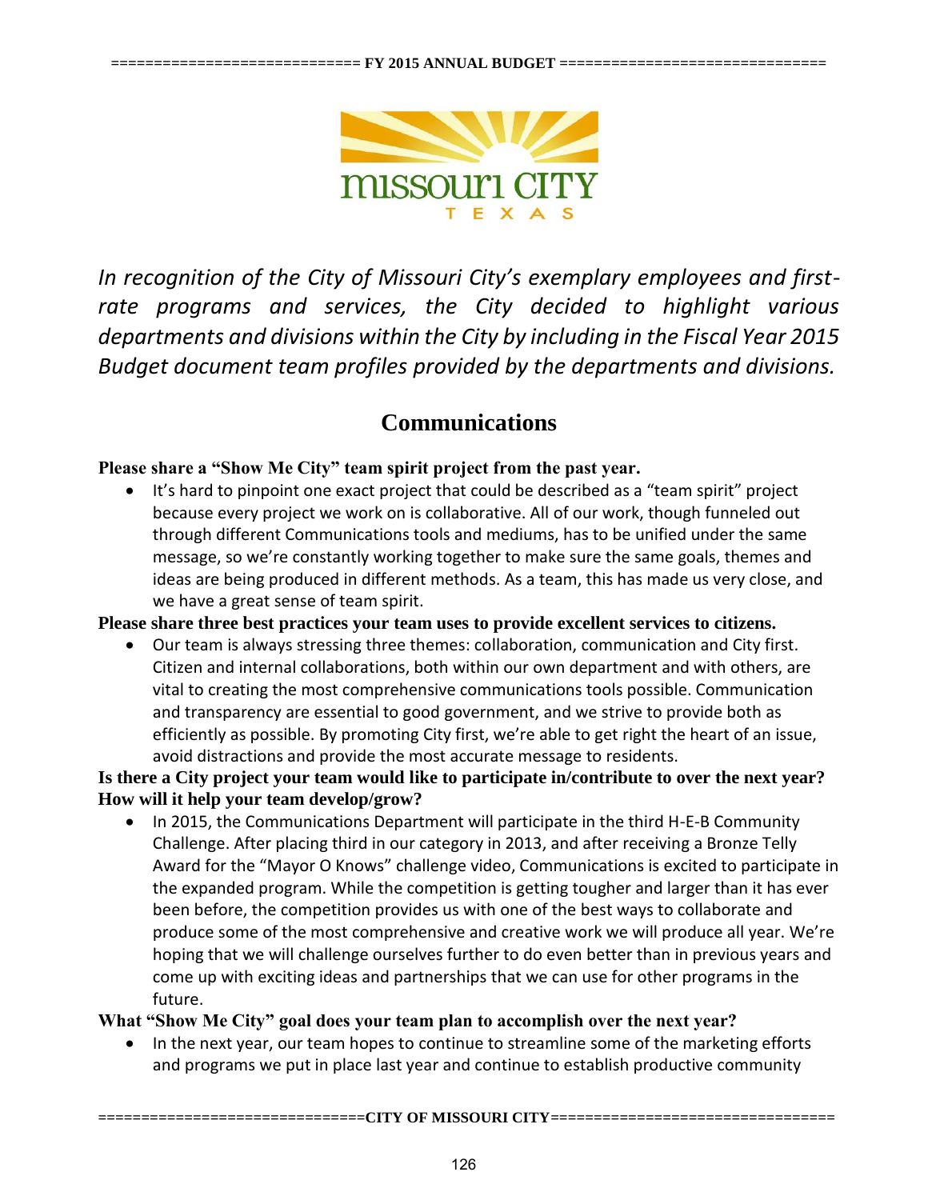*In recognition of the City of Missouri City's exemplary employees and first-rate programs and services, the City decided to highlight various departments and divisions within the City by including in the Fiscal Year 2015 Budget document team profiles provided by the departments and divisions.*

## Communications

**Please share a "Show Me City" team spirit project from the past year.**

- It's hard to pinpoint one exact project that could be described as a "team spirit" project because every project we work on is collaborative. All of our work, though funneled out through different Communications tools and mediums, has to be unified under the same message, so we're constantly working together to make sure the same goals, themes and ideas are being produced in different methods. As a team, this has made us very close, and we have a great sense of team spirit.

**Please share three best practices your team uses to provide excellent services to citizens.**

- Our team is always stressing three themes: collaboration, communication and City first. Citizen and internal collaborations, both within our own department and with others, are vital to creating the most comprehensive communications tools possible. Communication and transparency are essential to good government, and we strive to provide both as efficiently as possible. By promoting City first, we're able to get right the heart of an issue, avoid distractions and provide the most accurate message to residents.

**Is there a City project your team would like to participate in/contribute to over the next year? How will it help your team develop/grow?**

- In 2015, the Communications Department will participate in the third H-E-B Community Challenge. After placing third in our category in 2013, and after receiving a Bronze Telly Award for the "Mayor O Knows" challenge video, Communications is excited to participate in the expanded program. While the competition is getting tougher and larger than it has ever been before, the competition provides us with one of the best ways to collaborate and produce some of the most comprehensive and creative work we will produce all year. We're hoping that we will challenge ourselves further to do even better than in previous years and come up with exciting ideas and partnerships that we can use for other programs in the future.

**What "Show Me City" goal does your team plan to accomplish over the next year?**

- In the next year, our team hopes to continue to streamline some of the marketing efforts and programs we put in place last year and continue to establish productive community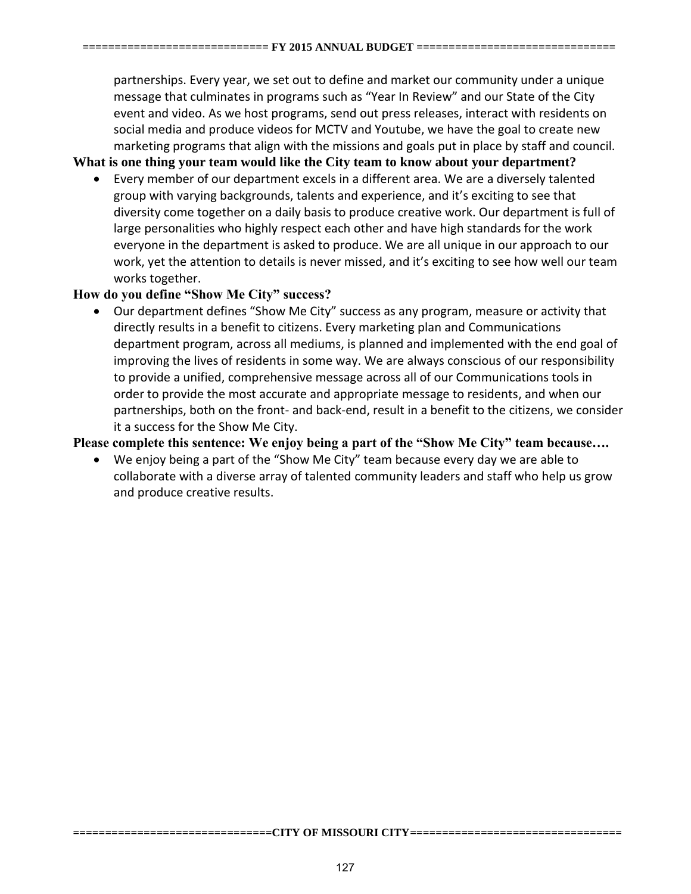partnerships. Every year, we set out to define and market our community under a unique message that culminates in programs such as "Year In Review" and our State of the City event and video. As we host programs, send out press releases, interact with residents on social media and produce videos for MCTV and Youtube, we have the goal to create new marketing programs that align with the missions and goals put in place by staff and council.

**What is one thing your team would like the City team to know about your department?**

- Every member of our department excels in a different area. We are a diversely talented group with varying backgrounds, talents and experience, and it's exciting to see that diversity come together on a daily basis to produce creative work. Our department is full of large personalities who highly respect each other and have high standards for the work everyone in the department is asked to produce. We are all unique in our approach to our work, yet the attention to details is never missed, and it's exciting to see how well our team works together.

**How do you define "Show Me City" success?**

- Our department defines "Show Me City" success as any program, measure or activity that directly results in a benefit to citizens. Every marketing plan and Communications department program, across all mediums, is planned and implemented with the end goal of improving the lives of residents in some way. We are always conscious of our responsibility to provide a unified, comprehensive message across all of our Communications tools in order to provide the most accurate and appropriate message to residents, and when our partnerships, both on the front- and back-end, result in a benefit to the citizens, we consider it a success for the Show Me City.

**Please complete this sentence: We enjoy being a part of the "Show Me City" team because….**

- We enjoy being a part of the "Show Me City" team because every day we are able to collaborate with a diverse array of talented community leaders and staff who help us grow and produce creative results.